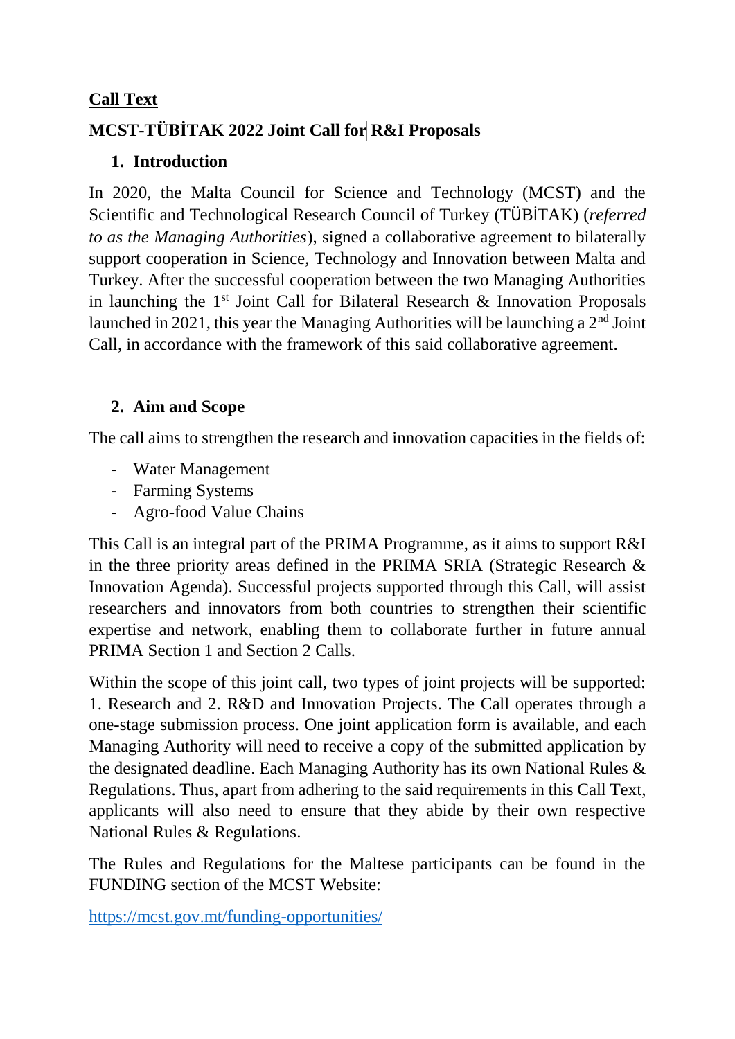**<u>Call Text</u>**

# MCST-TÜBİTAK 2022 Joint Call for R&I Proposals

## 1. Introduction

In 2020, the Malta Council for Science and Technology (MCST) and the Scientific and Technological Research Council of Turkey (TÜBİTAK) (*referred to as the Managing Authorities*), signed a collaborative agreement to bilaterally support cooperation in Science, Technology and Innovation between Malta and Turkey. After the successful cooperation between the two Managing Authorities in launching the 1st Joint Call for Bilateral Research & Innovation Proposals launched in 2021, this year the Managing Authorities will be launching a 2nd Joint Call, in accordance with the framework of this said collaborative agreement.

## 2. Aim and Scope

The call aims to strengthen the research and innovation capacities in the fields of:

- Water Management
- Farming Systems
- Agro-food Value Chains

This Call is an integral part of the PRIMA Programme, as it aims to support R&I in the three priority areas defined in the PRIMA SRIA (Strategic Research & Innovation Agenda). Successful projects supported through this Call, will assist researchers and innovators from both countries to strengthen their scientific expertise and network, enabling them to collaborate further in future annual PRIMA Section 1 and Section 2 Calls.

Within the scope of this joint call, two types of joint projects will be supported: 1. Research and 2. R&D and Innovation Projects. The Call operates through a one-stage submission process. One joint application form is available, and each Managing Authority will need to receive a copy of the submitted application by the designated deadline. Each Managing Authority has its own National Rules & Regulations. Thus, apart from adhering to the said requirements in this Call Text, applicants will also need to ensure that they abide by their own respective National Rules & Regulations.

The Rules and Regulations for the Maltese participants can be found in the FUNDING section of the MCST Website:

https://mcst.gov.mt/funding-opportunities/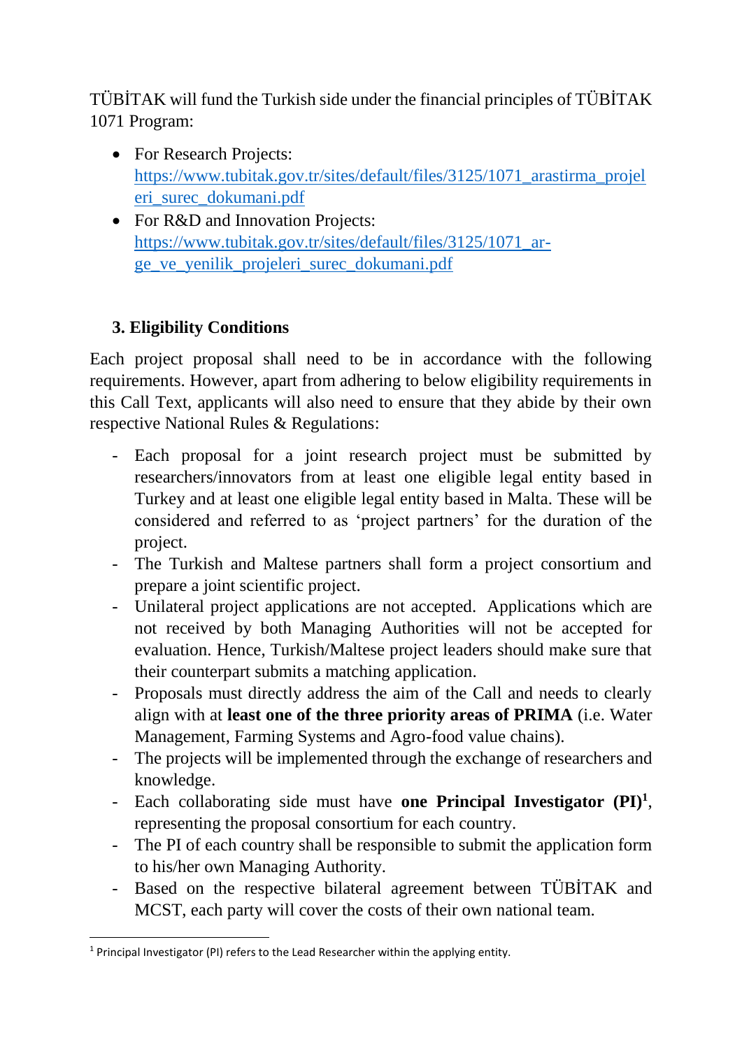TÜBİTAK will fund the Turkish side under the financial principles of TÜBİTAK 1071 Program:

- For Research Projects: [https://www.tubitak.gov.tr/sites/default/files/3125/1071_arastirma_projeleri_surec_dokumani.pdf](https://www.tubitak.gov.tr/sites/default/files/3125/1071_arastirma_projeleri_surec_dokumani.pdf)
- For R&D and Innovation Projects: [https://www.tubitak.gov.tr/sites/default/files/3125/1071_ar-ge_ve_yenilik_projeleri_surec_dokumani.pdf](https://www.tubitak.gov.tr/sites/default/files/3125/1071_ar-ge_ve_yenilik_projeleri_surec_dokumani.pdf)

## 3. Eligibility Conditions

Each project proposal shall need to be in accordance with the following requirements. However, apart from adhering to below eligibility requirements in this Call Text, applicants will also need to ensure that they abide by their own respective National Rules & Regulations:

- Each proposal for a joint research project must be submitted by researchers/innovators from at least one eligible legal entity based in Turkey and at least one eligible legal entity based in Malta. These will be considered and referred to as 'project partners' for the duration of the project.
- The Turkish and Maltese partners shall form a project consortium and prepare a joint scientific project.
- Unilateral project applications are not accepted. Applications which are not received by both Managing Authorities will not be accepted for evaluation. Hence, Turkish/Maltese project leaders should make sure that their counterpart submits a matching application.
- Proposals must directly address the aim of the Call and needs to clearly align with at **least one of the three priority areas of PRIMA** (i.e. Water Management, Farming Systems and Agro-food value chains).
- The projects will be implemented through the exchange of researchers and knowledge.
- Each collaborating side must have **one Principal Investigator (PI)**[1], representing the proposal consortium for each country.
- The PI of each country shall be responsible to submit the application form to his/her own Managing Authority.
- Based on the respective bilateral agreement between TÜBİTAK and MCST, each party will cover the costs of their own national team.

[1] Principal Investigator (PI) refers to the Lead Researcher within the applying entity.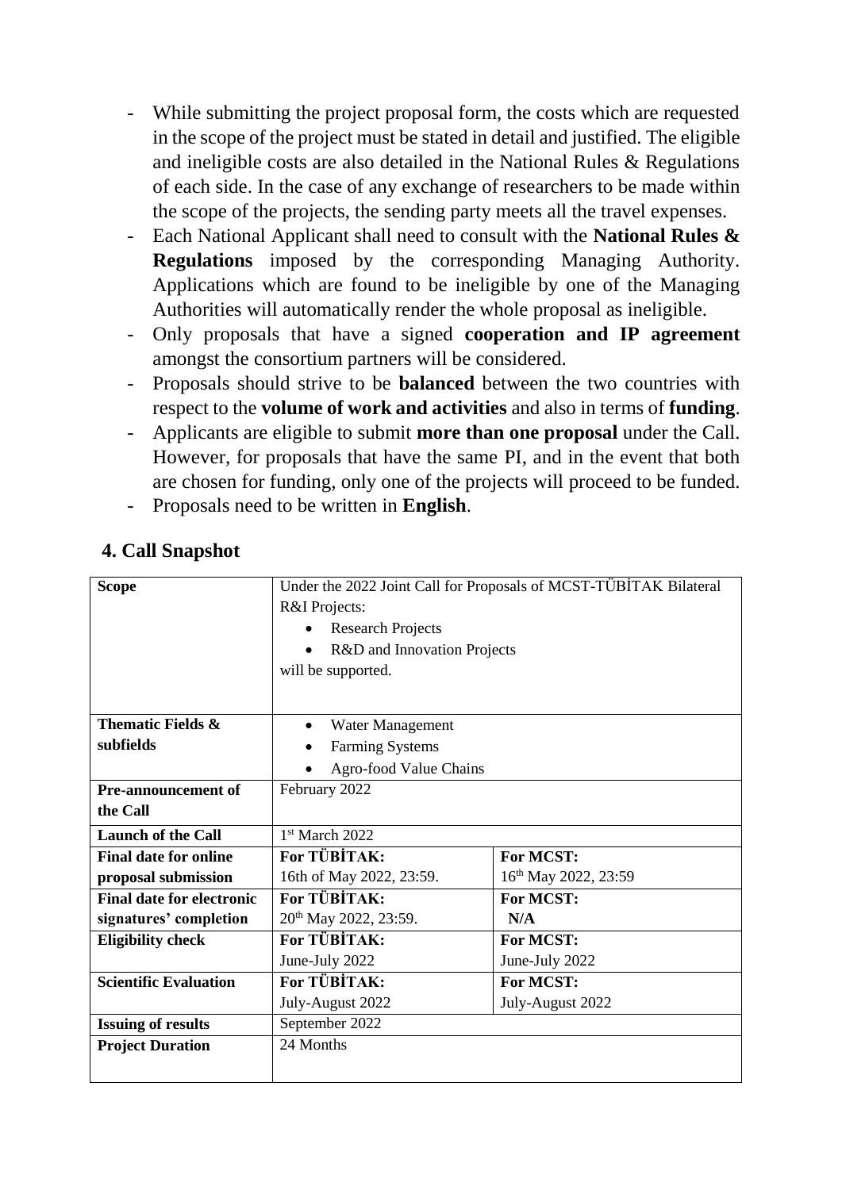- While submitting the project proposal form, the costs which are requested in the scope of the project must be stated in detail and justified. The eligible and ineligible costs are also detailed in the National Rules & Regulations of each side. In the case of any exchange of researchers to be made within the scope of the projects, the sending party meets all the travel expenses.
- Each National Applicant shall need to consult with the **National Rules & Regulations** imposed by the corresponding Managing Authority. Applications which are found to be ineligible by one of the Managing Authorities will automatically render the whole proposal as ineligible.
- Only proposals that have a signed **cooperation and IP agreement** amongst the consortium partners will be considered.
- Proposals should strive to be **balanced** between the two countries with respect to the **volume of work and activities** and also in terms of **funding**.
- Applicants are eligible to submit **more than one proposal** under the Call. However, for proposals that have the same PI, and in the event that both are chosen for funding, only one of the projects will proceed to be funded.
- Proposals need to be written in **English**.

## 4. Call Snapshot

| | | |
|---|---|---|
| **Scope** | Under the 2022 Joint Call for Proposals of MCST-TÜBİTAK Bilateral R&I Projects:<br>• Research Projects<br>• R&D and Innovation Projects<br>will be supported. | |
| **Thematic Fields & subfields** | • Water Management<br>• Farming Systems<br>• Agro-food Value Chains | |
| **Pre-announcement of the Call** | February 2022 | |
| **Launch of the Call** | 1st March 2022 | |
| **Final date for online proposal submission** | **For TÜBİTAK:**<br>16th of May 2022, 23:59. | **For MCST:**<br>16th May 2022, 23:59 |
| **Final date for electronic signatures' completion** | **For TÜBİTAK:**<br>20th May 2022, 23:59. | **For MCST:**<br>**N/A** |
| **Eligibility check** | **For TÜBİTAK:**<br>June-July 2022 | **For MCST:**<br>June-July 2022 |
| **Scientific Evaluation** | **For TÜBİTAK:**<br>July-August 2022 | **For MCST:**<br>July-August 2022 |
| **Issuing of results** | September 2022 | |
| **Project Duration** | 24 Months | |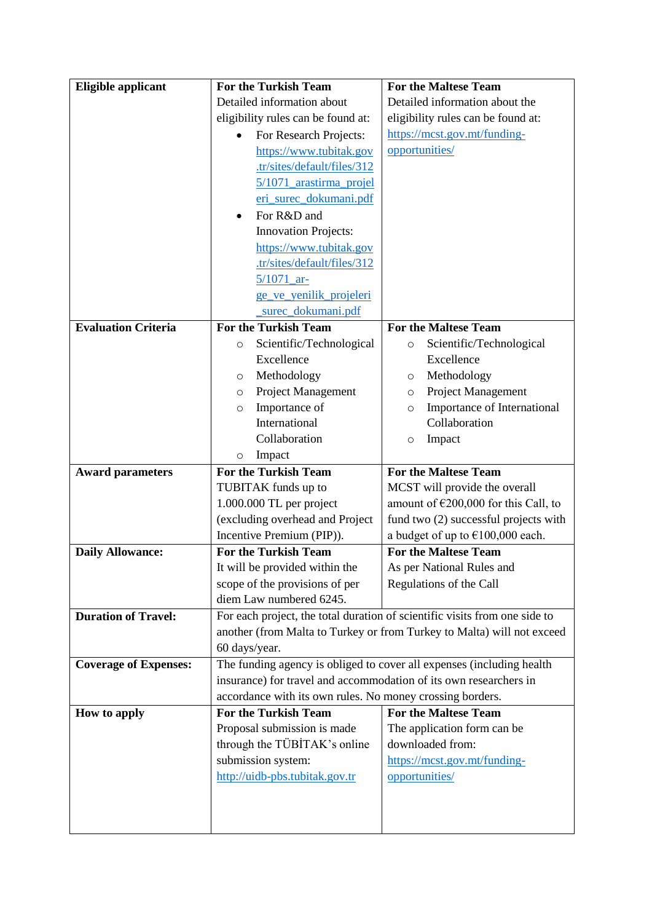| Eligible applicant | For the Turkish Team | For the Maltese Team |
| --- | --- | --- |
| **Eligible applicant** | **For the Turkish Team**<br>Detailed information about eligibility rules can be found at:<br>• For Research Projects: https://www.tubitak.gov.tr/sites/default/files/3125/1071_arastirma_projeleri_surec_dokumani.pdf<br>• For R&D and Innovation Projects: https://www.tubitak.gov.tr/sites/default/files/3125/1071_ar-ge_ve_yenilik_projeleri_surec_dokumani.pdf | **For the Maltese Team**<br>Detailed information about the eligibility rules can be found at: https://mcst.gov.mt/funding-opportunities/ |
| **Evaluation Criteria** | **For the Turkish Team**<br>○ Scientific/Technological Excellence<br>○ Methodology<br>○ Project Management<br>○ Importance of International Collaboration<br>○ Impact | **For the Maltese Team**<br>○ Scientific/Technological Excellence<br>○ Methodology<br>○ Project Management<br>○ Importance of International Collaboration<br>○ Impact |
| **Award parameters** | **For the Turkish Team**<br>TUBITAK funds up to 1.000.000 TL per project (excluding overhead and Project Incentive Premium (PIP)). | **For the Maltese Team**<br>MCST will provide the overall amount of €200,000 for this Call, to fund two (2) successful projects with a budget of up to €100,000 each. |
| **Daily Allowance:** | **For the Turkish Team**<br>It will be provided within the scope of the provisions of per diem Law numbered 6245. | **For the Maltese Team**<br>As per National Rules and Regulations of the Call |
| **Duration of Travel:** | For each project, the total duration of scientific visits from one side to another (from Malta to Turkey or from Turkey to Malta) will not exceed 60 days/year. | |
| **Coverage of Expenses:** | The funding agency is obliged to cover all expenses (including health insurance) for travel and accommodation of its own researchers in accordance with its own rules. No money crossing borders. | |
| **How to apply** | **For the Turkish Team**<br>Proposal submission is made through the TÜBİTAK's online submission system: http://uidb-pbs.tubitak.gov.tr | **For the Maltese Team**<br>The application form can be downloaded from: https://mcst.gov.mt/funding-opportunities/ |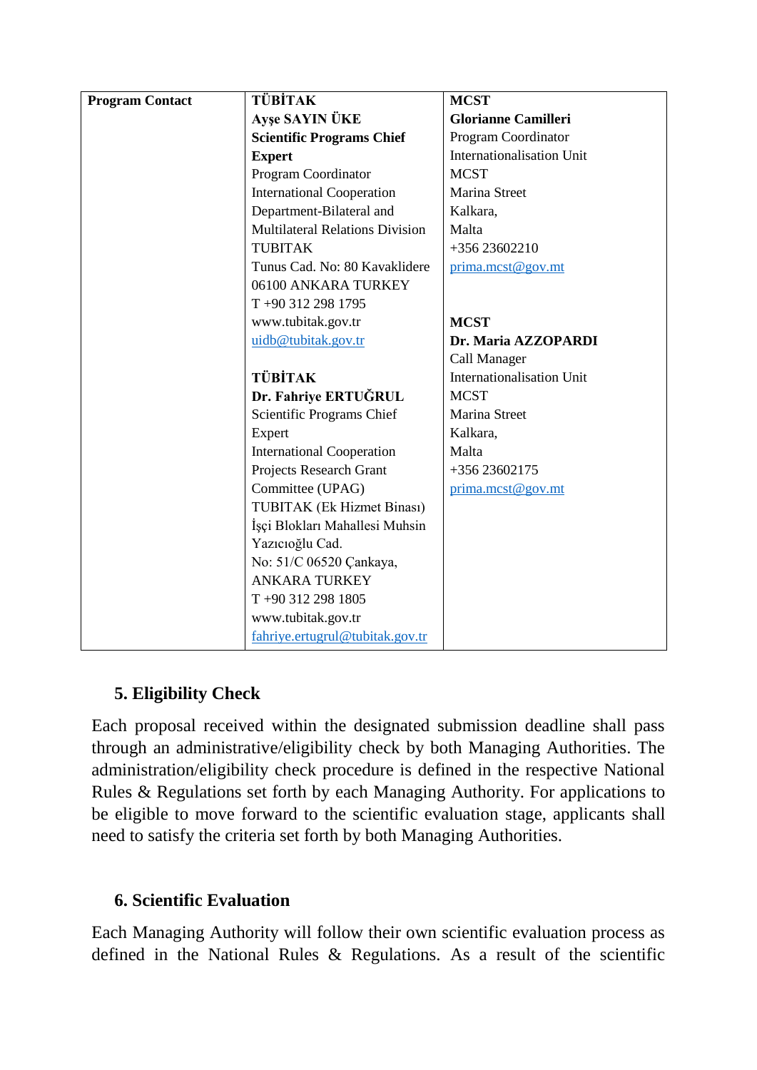| Program Contact | **TÜBİTAK**<br>**Ayşe SAYIN ÜKE**<br>**Scientific Programs Chief Expert**<br>Program Coordinator<br>International Cooperation Department-Bilateral and Multilateral Relations Division<br>TUBITAK<br>Tunus Cad. No: 80 Kavaklidere<br>06100 ANKARA TURKEY<br>T +90 312 298 1795<br>www.tubitak.gov.tr<br>uidb@tubitak.gov.tr<br><br>**TÜBİTAK**<br>**Dr. Fahriye ERTUĞRUL**<br>Scientific Programs Chief Expert<br>International Cooperation Projects Research Grant Committee (UPAG)<br>TUBITAK (Ek Hizmet Binası)<br>İşçi Blokları Mahallesi Muhsin Yazıcıoğlu Cad.<br>No: 51/C 06520 Çankaya, ANKARA TURKEY<br>T +90 312 298 1805<br>www.tubitak.gov.tr<br>fahriye.ertugrul@tubitak.gov.tr | **MCST**<br>**Glorianne Camilleri**<br>Program Coordinator<br>Internationalisation Unit<br>MCST<br>Marina Street<br>Kalkara,<br>Malta<br>+356 23602210<br>prima.mcst@gov.mt<br><br>**MCST**<br>**Dr. Maria AZZOPARDI**<br>Call Manager<br>Internationalisation Unit<br>MCST<br>Marina Street<br>Kalkara,<br>Malta<br>+356 23602175<br>prima.mcst@gov.mt |
|---|---|---|

## 5. Eligibility Check

Each proposal received within the designated submission deadline shall pass through an administrative/eligibility check by both Managing Authorities. The administration/eligibility check procedure is defined in the respective National Rules & Regulations set forth by each Managing Authority. For applications to be eligible to move forward to the scientific evaluation stage, applicants shall need to satisfy the criteria set forth by both Managing Authorities.

## 6. Scientific Evaluation

Each Managing Authority will follow their own scientific evaluation process as defined in the National Rules & Regulations. As a result of the scientific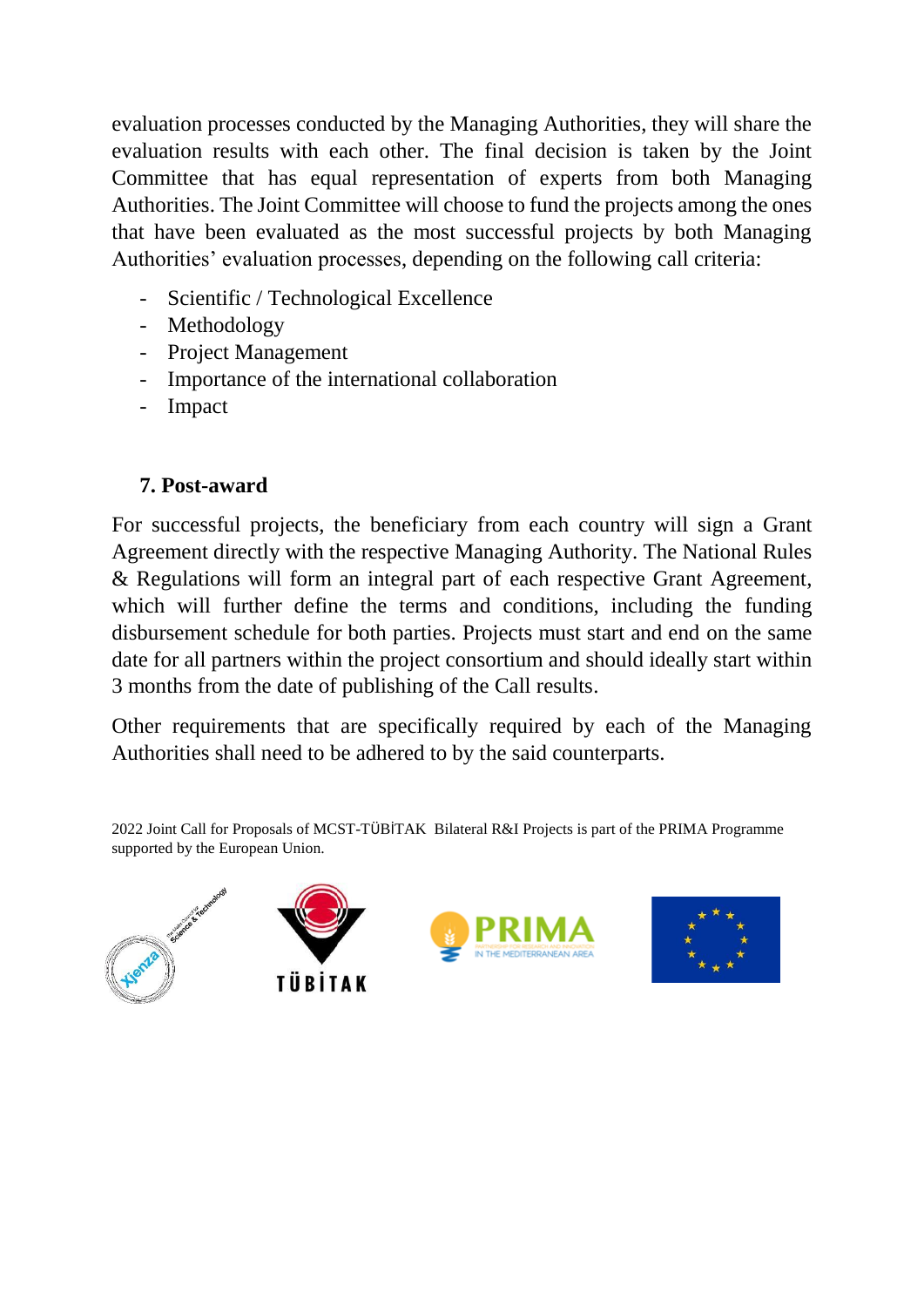evaluation processes conducted by the Managing Authorities, they will share the evaluation results with each other. The final decision is taken by the Joint Committee that has equal representation of experts from both Managing Authorities. The Joint Committee will choose to fund the projects among the ones that have been evaluated as the most successful projects by both Managing Authorities' evaluation processes, depending on the following call criteria:

- Scientific / Technological Excellence
- Methodology
- Project Management
- Importance of the international collaboration
- Impact

## 7. Post-award

For successful projects, the beneficiary from each country will sign a Grant Agreement directly with the respective Managing Authority. The National Rules & Regulations will form an integral part of each respective Grant Agreement, which will further define the terms and conditions, including the funding disbursement schedule for both parties. Projects must start and end on the same date for all partners within the project consortium and should ideally start within 3 months from the date of publishing of the Call results.

Other requirements that are specifically required by each of the Managing Authorities shall need to be adhered to by the said counterparts.